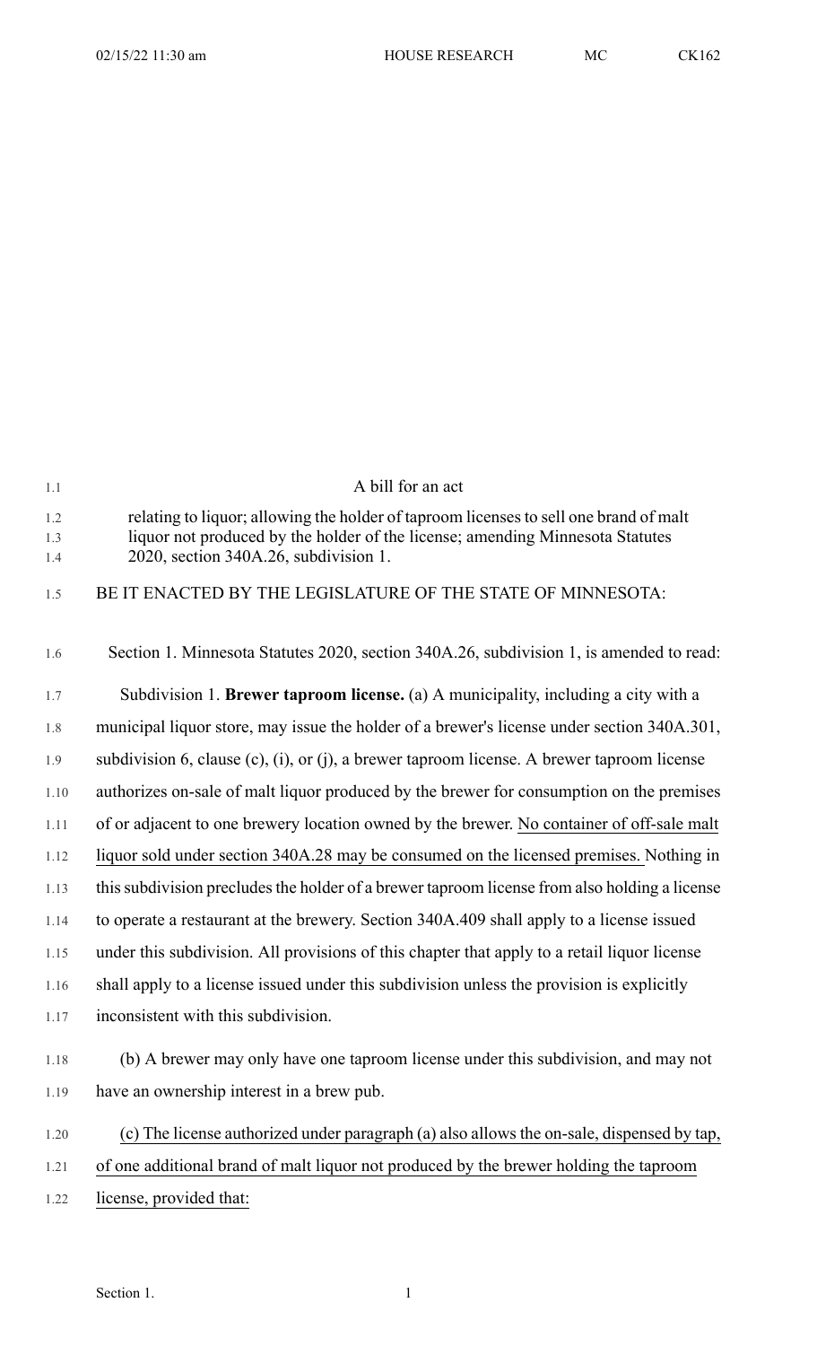A bill for an act

relating to liquor; allowing the holder of taproom licenses to sell one brand of malt liquor not produced by the holder of the license; amending Minnesota Statutes 2020, section 340A.26, subdivision 1.

BE IT ENACTED BY THE LEGISLATURE OF THE STATE OF MINNESOTA:

Section 1. Minnesota Statutes 2020, section 340A.26, subdivision 1, is amended to read:

Subdivision 1. **Brewer taproom license.** (a) A municipality, including a city with a municipal liquor store, may issue the holder of a brewer's license under section 340A.301, subdivision 6, clause (c), (i), or (j), a brewer taproom license. A brewer taproom license authorizes on-sale of malt liquor produced by the brewer for consumption on the premises of or adjacent to one brewery location owned by the brewer. No container of off-sale malt liquor sold under section 340A.28 may be consumed on the licensed premises. Nothing in this subdivision precludes the holder of a brewer taproom license from also holding a license to operate a restaurant at the brewery. Section 340A.409 shall apply to a license issued under this subdivision. All provisions of this chapter that apply to a retail liquor license shall apply to a license issued under this subdivision unless the provision is explicitly inconsistent with this subdivision.

(b) A brewer may only have one taproom license under this subdivision, and may not have an ownership interest in a brew pub.

(c) The license authorized under paragraph (a) also allows the on-sale, dispensed by tap, of one additional brand of malt liquor not produced by the brewer holding the taproom license, provided that: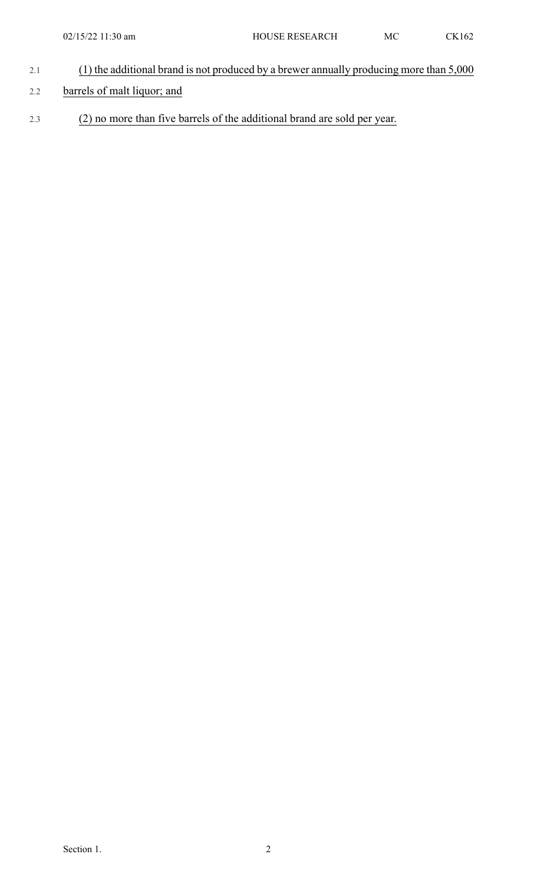(1) the additional brand is not produced by a brewer annually producing more than 5,000 barrels of malt liquor; and

(2) no more than five barrels of the additional brand are sold per year.